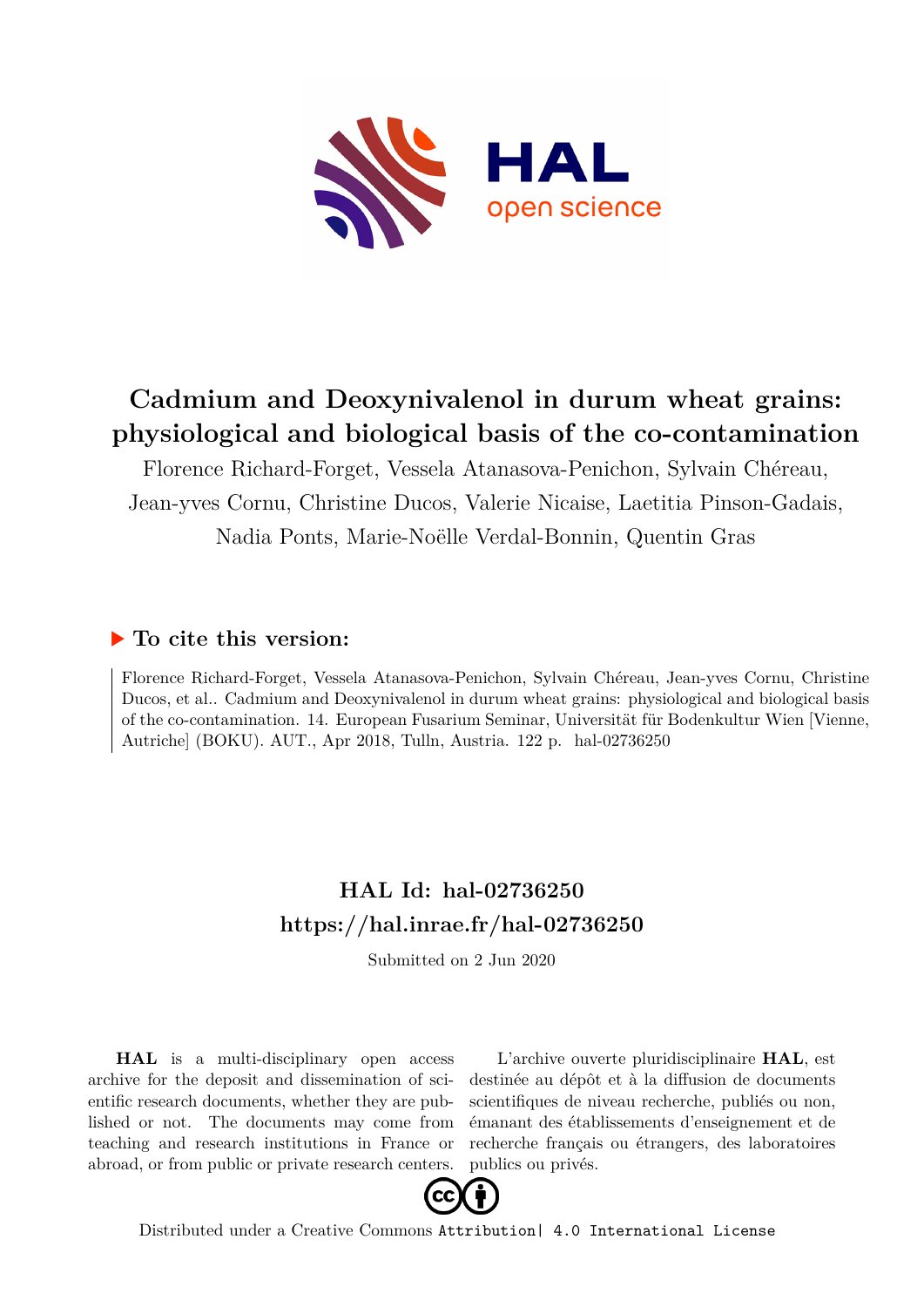# Cadmium and Deoxynivalenol in durum wheat grains: physiological and biological basis of the co-contamination

Florence Richard-Forget, Vessela Atanasova-Penichon, Sylvain Chéreau, Jean-yves Cornu, Christine Ducos, Valerie Nicaise, Laetitia Pinson-Gadais, Nadia Ponts, Marie-Noëlle Verdal-Bonnin, Quentin Gras

## ▶ To cite this version:

Florence Richard-Forget, Vessela Atanasova-Penichon, Sylvain Chéreau, Jean-yves Cornu, Christine Ducos, et al.. Cadmium and Deoxynivalenol in durum wheat grains: physiological and biological basis of the co-contamination. 14. European Fusarium Seminar, Universität für Bodenkultur Wien [Vienne, Autriche] (BOKU). AUT., Apr 2018, Tulln, Austria. 122 p. hal-02736250

## HAL Id: hal-02736250
## https://hal.inrae.fr/hal-02736250

Submitted on 2 Jun 2020

**HAL** is a multi-disciplinary open access archive for the deposit and dissemination of scientific research documents, whether they are published or not. The documents may come from teaching and research institutions in France or abroad, or from public or private research centers.

L'archive ouverte pluridisciplinaire **HAL**, est destinée au dépôt et à la diffusion de documents scientifiques de niveau recherche, publiés ou non, émanant des établissements d'enseignement et de recherche français ou étrangers, des laboratoires publics ou privés.

Distributed under a Creative Commons Attribution| 4.0 International License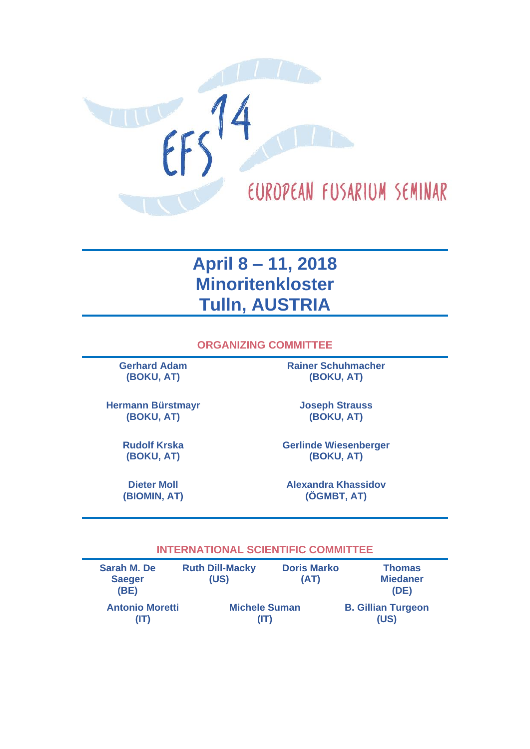EFS 14

EUROPEAN FUSARIUM SEMINAR

# April 8 – 11, 2018
# Minoritenkloster
# Tulln, AUSTRIA

## ORGANIZING COMMITTEE

**Gerhard Adam (BOKU, AT)**

**Hermann Bürstmayr (BOKU, AT)**

**Rudolf Krska (BOKU, AT)**

**Dieter Moll (BIOMIN, AT)**

**Rainer Schuhmacher (BOKU, AT)**

**Joseph Strauss (BOKU, AT)**

**Gerlinde Wiesenberger (BOKU, AT)**

**Alexandra Khassidov (ÖGMBT, AT)**

## INTERNATIONAL SCIENTIFIC COMMITTEE

**Sarah M. De Saeger (BE)**

**Ruth Dill-Macky (US)**

**Doris Marko (AT)**

**Thomas Miedaner (DE)**

**Antonio Moretti (IT)**

**Michele Suman (IT)**

**B. Gillian Turgeon (US)**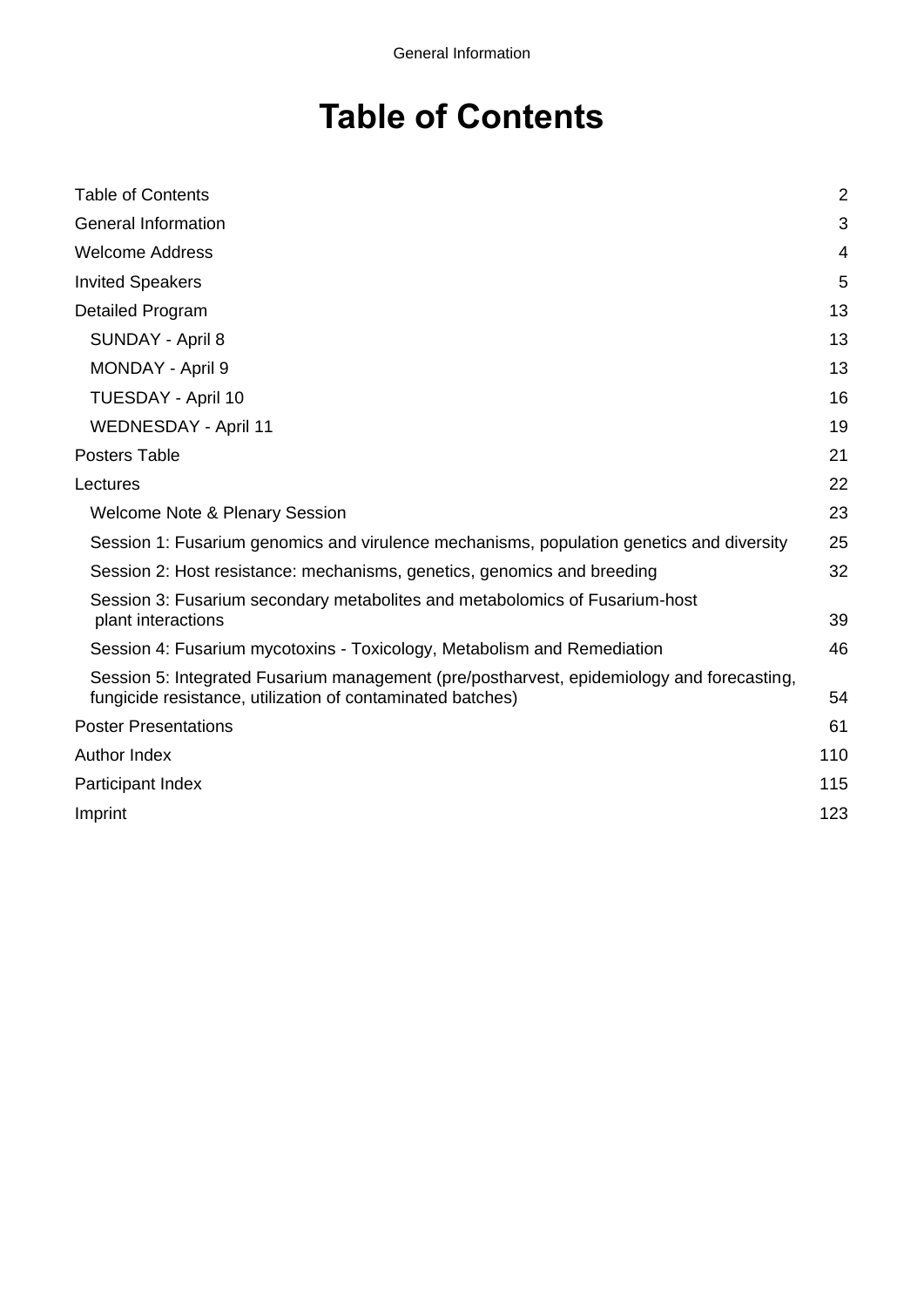# Table of Contents

| | |
|---|---|
| Table of Contents | 2 |
| General Information | 3 |
| Welcome Address | 4 |
| Invited Speakers | 5 |
| Detailed Program | 13 |
| SUNDAY - April 8 | 13 |
| MONDAY - April 9 | 13 |
| TUESDAY - April 10 | 16 |
| WEDNESDAY - April 11 | 19 |
| Posters Table | 21 |
| Lectures | 22 |
| Welcome Note & Plenary Session | 23 |
| Session 1: Fusarium genomics and virulence mechanisms, population genetics and diversity | 25 |
| Session 2: Host resistance: mechanisms, genetics, genomics and breeding | 32 |
| Session 3: Fusarium secondary metabolites and metabolomics of Fusarium-host plant interactions | 39 |
| Session 4: Fusarium mycotoxins - Toxicology, Metabolism and Remediation | 46 |
| Session 5: Integrated Fusarium management (pre/postharvest, epidemiology and forecasting, fungicide resistance, utilization of contaminated batches) | 54 |
| Poster Presentations | 61 |
| Author Index | 110 |
| Participant Index | 115 |
| Imprint | 123 |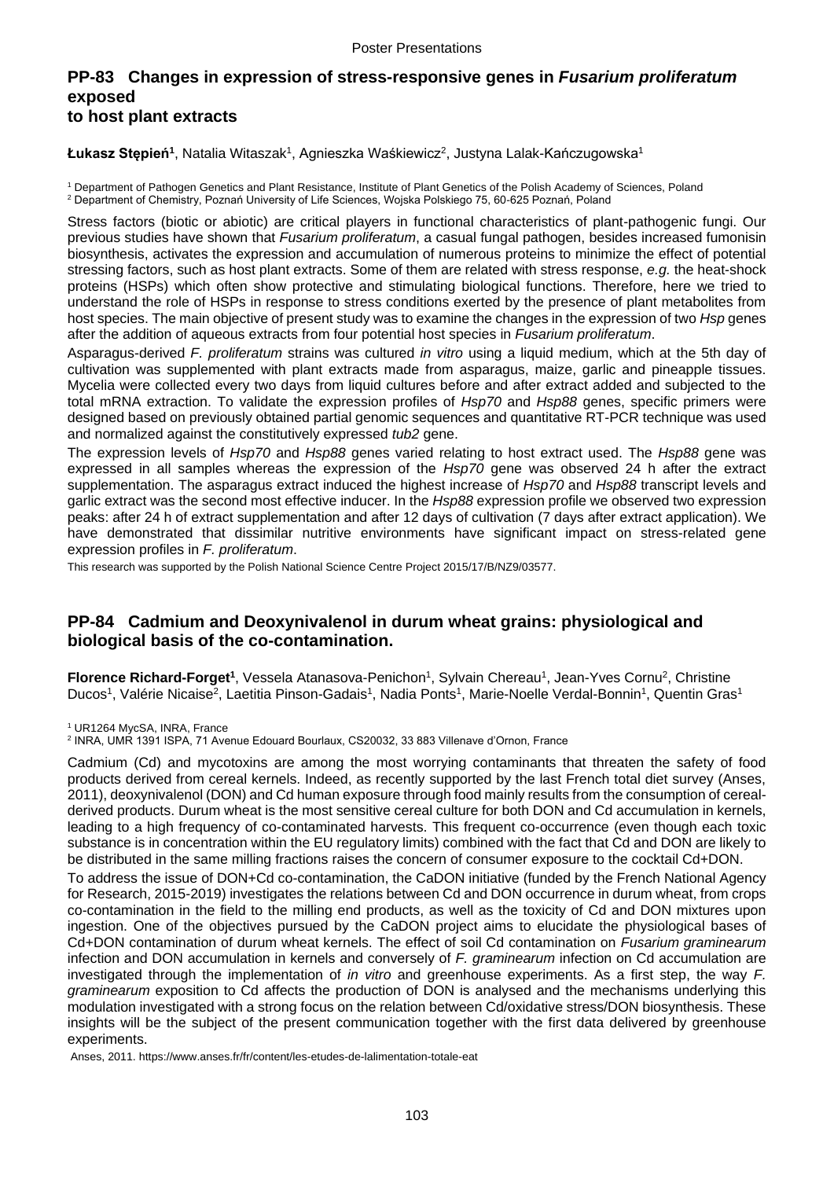## PP-83 Changes in expression of stress-responsive genes in *Fusarium proliferatum* exposed to host plant extracts

**Łukasz Stępień[1]**, Natalia Witaszak[1], Agnieszka Waśkiewicz[2], Justyna Lalak-Kańczugowska[1]

[1] Department of Pathogen Genetics and Plant Resistance, Institute of Plant Genetics of the Polish Academy of Sciences, Poland
[2] Department of Chemistry, Poznań University of Life Sciences, Wojska Polskiego 75, 60-625 Poznań, Poland

Stress factors (biotic or abiotic) are critical players in functional characteristics of plant-pathogenic fungi. Our previous studies have shown that *Fusarium proliferatum*, a casual fungal pathogen, besides increased fumonisin biosynthesis, activates the expression and accumulation of numerous proteins to minimize the effect of potential stressing factors, such as host plant extracts. Some of them are related with stress response, *e.g.* the heat-shock proteins (HSPs) which often show protective and stimulating biological functions. Therefore, here we tried to understand the role of HSPs in response to stress conditions exerted by the presence of plant metabolites from host species. The main objective of present study was to examine the changes in the expression of two *Hsp* genes after the addition of aqueous extracts from four potential host species in *Fusarium proliferatum*.

Asparagus-derived *F. proliferatum* strains was cultured *in vitro* using a liquid medium, which at the 5th day of cultivation was supplemented with plant extracts made from asparagus, maize, garlic and pineapple tissues. Mycelia were collected every two days from liquid cultures before and after extract added and subjected to the total mRNA extraction. To validate the expression profiles of *Hsp70* and *Hsp88* genes, specific primers were designed based on previously obtained partial genomic sequences and quantitative RT-PCR technique was used and normalized against the constitutively expressed *tub2* gene.

The expression levels of *Hsp70* and *Hsp88* genes varied relating to host extract used. The *Hsp88* gene was expressed in all samples whereas the expression of the *Hsp70* gene was observed 24 h after the extract supplementation. The asparagus extract induced the highest increase of *Hsp70* and *Hsp88* transcript levels and garlic extract was the second most effective inducer. In the *Hsp88* expression profile we observed two expression peaks: after 24 h of extract supplementation and after 12 days of cultivation (7 days after extract application). We have demonstrated that dissimilar nutritive environments have significant impact on stress-related gene expression profiles in *F. proliferatum*.

This research was supported by the Polish National Science Centre Project 2015/17/B/NZ9/03577.

## PP-84 Cadmium and Deoxynivalenol in durum wheat grains: physiological and biological basis of the co-contamination.

**Florence Richard-Forget[1]**, Vessela Atanasova-Penichon[1], Sylvain Chereau[1], Jean-Yves Cornu[2], Christine Ducos[1], Valérie Nicaise[2], Laetitia Pinson-Gadais[1], Nadia Ponts[1], Marie-Noelle Verdal-Bonnin[1], Quentin Gras[1]

[1] UR1264 MycSA, INRA, France
[2] INRA, UMR 1391 ISPA, 71 Avenue Edouard Bourlaux, CS20032, 33 883 Villenave d'Ornon, France

Cadmium (Cd) and mycotoxins are among the most worrying contaminants that threaten the safety of food products derived from cereal kernels. Indeed, as recently supported by the last French total diet survey (Anses, 2011), deoxynivalenol (DON) and Cd human exposure through food mainly results from the consumption of cereal-derived products. Durum wheat is the most sensitive cereal culture for both DON and Cd accumulation in kernels, leading to a high frequency of co-contaminated harvests. This frequent co-occurrence (even though each toxic substance is in concentration within the EU regulatory limits) combined with the fact that Cd and DON are likely to be distributed in the same milling fractions raises the concern of consumer exposure to the cocktail Cd+DON.

To address the issue of DON+Cd co-contamination, the CaDON initiative (funded by the French National Agency for Research, 2015-2019) investigates the relations between Cd and DON occurrence in durum wheat, from crops co-contamination in the field to the milling end products, as well as the toxicity of Cd and DON mixtures upon ingestion. One of the objectives pursued by the CaDON project aims to elucidate the physiological bases of Cd+DON contamination of durum wheat kernels. The effect of soil Cd contamination on *Fusarium graminearum* infection and DON accumulation in kernels and conversely of *F. graminearum* infection on Cd accumulation are investigated through the implementation of *in vitro* and greenhouse experiments. As a first step, the way *F. graminearum* exposition to Cd affects the production of DON is analysed and the mechanisms underlying this modulation investigated with a strong focus on the relation between Cd/oxidative stress/DON biosynthesis. These insights will be the subject of the present communication together with the first data delivered by greenhouse experiments.

Anses, 2011. https://www.anses.fr/fr/content/les-etudes-de-lalimentation-totale-eat